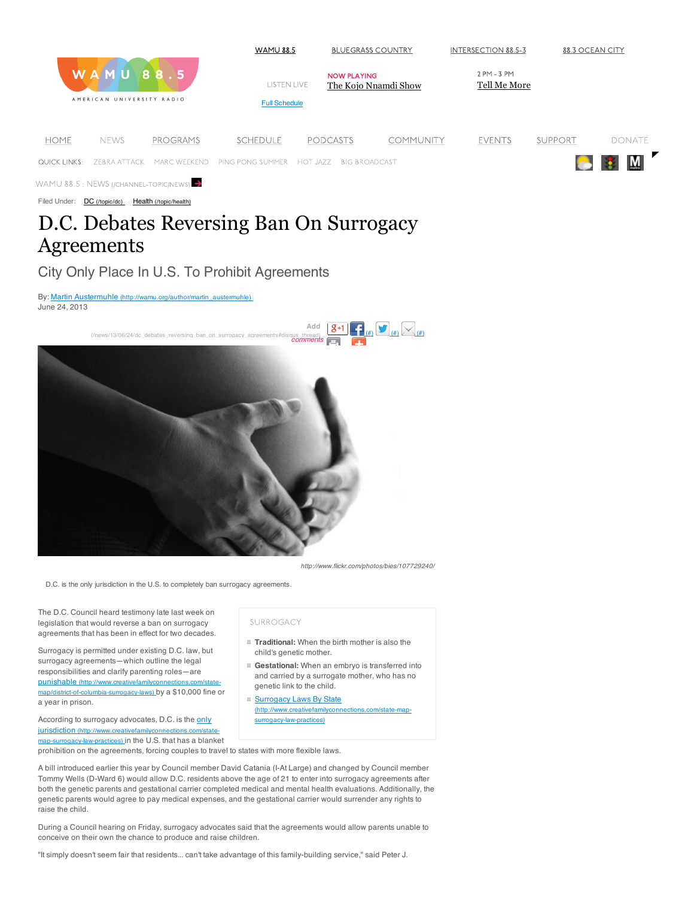WAMU 88.5 | BLUEGRASS COUNTRY | INTERSECTION 88.5-3 | 88.3 OCEAN CITY

LISTEN LIVE

NOW PLAYING
The Kojo Nnamdi Show

2 PM - 3 PM
Tell Me More

Full Schedule

HOME | NEWS | PROGRAMS | SCHEDULE | PODCASTS | COMMUNITY | EVENTS | SUPPORT | DONATE

QUICK LINKS: ZEBRA ATTACK | MARC WEEKEND | PING PONG SUMMER | HOT JAZZ | BIG BROADCAST

WAMU 88.5 : NEWS (/CHANNEL-TOPIC/NEWS)

Filed Under: DC (/topic/dc) Health (/topic/health)

# D.C. Debates Reversing Ban On Surrogacy Agreements

## City Only Place In U.S. To Prohibit Agreements

By: Martin Austermuhle (http://wamu.org/author/martin_austermuhle)
June 24, 2013

Add comments (/news/13/06/24/dc_debates_reversing_ban_on_surrogacy_agreements#disqus_thread)

http://www.flickr.com/photos/bies/107729240/

D.C. is the only jurisdiction in the U.S. to completely ban surrogacy agreements.

The D.C. Council heard testimony late last week on legislation that would reverse a ban on surrogacy agreements that has been in effect for two decades.

Surrogacy is permitted under existing D.C. law, but surrogacy agreements—which outline the legal responsibilities and clarify parenting roles—are punishable (http://www.creativefamilyconnections.com/state-map/district-of-columbia-surrogacy-laws) by a $10,000 fine or a year in prison.

According to surrogacy advocates, D.C. is the only jurisdiction (http://www.creativefamilyconnections.com/state-map-surrogacy-law-practices) in the U.S. that has a blanket prohibition on the agreements, forcing couples to travel to states with more flexible laws.

> SURROGACY
>
> - **Traditional:** When the birth mother is also the child's genetic mother.
> - **Gestational:** When an embryo is transferred into and carried by a surrogate mother, who has no genetic link to the child.
> - Surrogacy Laws By State (http://www.creativefamilyconnections.com/state-map-surrogacy-law-practices)

A bill introduced earlier this year by Council member David Catania (I-At Large) and changed by Council member Tommy Wells (D-Ward 6) would allow D.C. residents above the age of 21 to enter into surrogacy agreements after both the genetic parents and gestational carrier completed medical and mental health evaluations. Additionally, the genetic parents would agree to pay medical expenses, and the gestational carrier would surrender any rights to raise the child.

During a Council hearing on Friday, surrogacy advocates said that the agreements would allow parents unable to conceive on their own the chance to produce and raise children.

"It simply doesn't seem fair that residents... can't take advantage of this family-building service," said Peter J.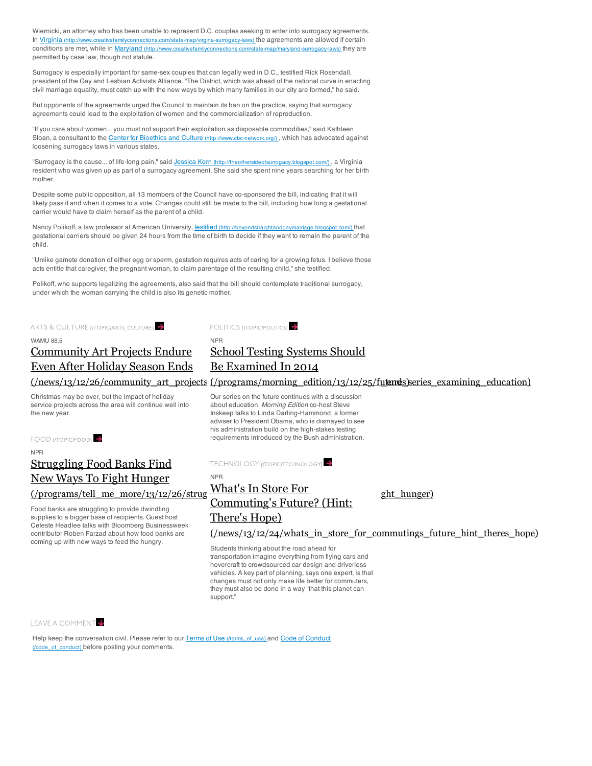Wiernicki, an attorney who has been unable to represent D.C. couples seeking to enter into surrogacy agreements. In [Virginia](http://www.creativefamilyconnections.com/state-map/virgina-surrogacy-laws) the agreements are allowed if certain conditions are met, while in [Maryland](http://www.creativefamilyconnections.com/state-map/maryland-surrogacy-laws) they are permitted by case law, though not statute.

Surrogacy is especially important for same-sex couples that can legally wed in D.C., testified Rick Rosendall, president of the Gay and Lesbian Activists Alliance. "The District, which was ahead of the national curve in enacting civil marriage equality, must catch up with the new ways by which many families in our city are formed," he said.

But opponents of the agreements urged the Council to maintain its ban on the practice, saying that surrogacy agreements could lead to the exploitation of women and the commercialization of reproduction.

"If you care about women... you must not support their exploitation as disposable commodities," said Kathleen Sloan, a consultant to the [Center for Bioethics and Culture](http://www.cbc-network.org/), which has advocated against loosening surrogacy laws in various states.

"Surrogacy is the cause... of life-long pain," said [Jessica Kern](http://theothersideofsurrogacy.blogspot.com/), a Virginia resident who was given up as part of a surrogacy agreement. She said she spent nine years searching for her birth mother.

Despite some public opposition, all 13 members of the Council have co-sponsored the bill, indicating that it will likely pass if and when it comes to a vote. Changes could still be made to the bill, including how long a gestational carrier would have to claim herself as the parent of a child.

Nancy Polikoff, a law professor at American University, [testified](http://beyondstraightandgaymarriage.blogspot.com/) that gestational carriers should be given 24 hours from the time of birth to decide if they want to remain the parent of the child.

"Unlike gamete donation of either egg or sperm, gestation requires acts of caring for a growing fetus. I believe those acts entitle that caregiver, the pregnant woman, to claim parentage of the resulting child," she testified.

Polikoff, who supports legalizing the agreements, also said that the bill should contemplate traditional surrogacy, under which the woman carrying the child is also its genetic mother.

ARTS & CULTURE (/TOPIC/ARTS_CULTURE)

WAMU 88.5

## [Community Art Projects Endure Even After Holiday Season Ends](/news/13/12/26/community_art_projects_endure_even_after_holiday_season_ends)

Christmas may be over, but the impact of holiday service projects across the area will continue well into the new year.

POLITICS (/TOPIC/POLITICS)

NPR

## [School Testing Systems Should Be Examined In 2014](/programs/morning_edition/13/12/25/futures_series_examining_education)

Our series on the future continues with a discussion about education. *Morning Edition* co-host Steve Inskeep talks to Linda Darling-Hammond, a former adviser to President Obama, who is dismayed to see his administration build on the high-stakes testing requirements introduced by the Bush administration.

FOOD (/TOPIC/FOOD)

NPR

## [Struggling Food Banks Find New Ways To Fight Hunger](/programs/tell_me_more/13/12/26/struggling_food_banks_find_new_ways_to_fight_hunger)

Food banks are struggling to provide dwindling supplies to a bigger base of recipients. Guest host Celeste Headlee talks with Bloomberg Businessweek contributor Roben Farzad about how food banks are coming up with new ways to feed the hungry.

TECHNOLOGY (/TOPIC/TECHNOLOGY)

NPR

## [What's In Store For Commuting's Future? (Hint: There's Hope)](/news/13/12/24/whats_in_store_for_commutings_future_hint_theres_hope)

Students thinking about the road ahead for transportation imagine everything from flying cars and hovercraft to crowdsourced car design and driverless vehicles. A key part of planning, says one expert, is that changes must not only make life better for commuters, they must also be done in a way "that this planet can support."

LEAVE A COMMENT

Help keep the conversation civil. Please refer to our [Terms of Use](/terms_of_use) and [Code of Conduct](/code_of_conduct) before posting your comments.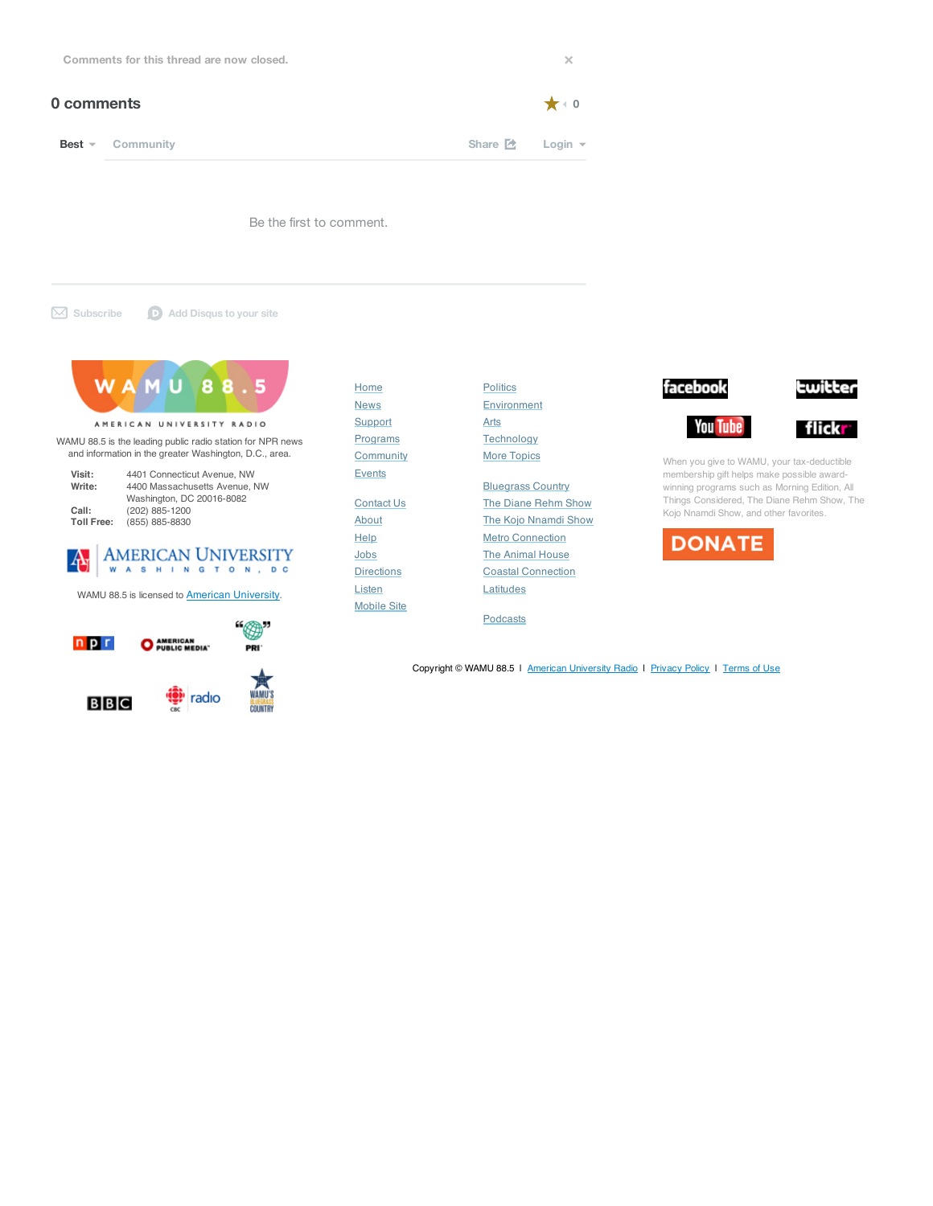Comments for this thread are now closed. ×

## 0 comments

★ 0

Best Community Share Login

Be the first to comment.

Subscribe Add Disqus to your site

WAMU 88.5

AMERICAN UNIVERSITY RADIO

WAMU 88.5 is the leading public radio station for NPR news and information in the greater Washington, D.C., area.

| | |
|---|---|
| **Visit:** | 4401 Connecticut Avenue, NW |
| **Write:** | 4400 Massachusetts Avenue, NW<br>Washington, DC 20016-8082 |
| **Call:** | (202) 885-1200 |
| **Toll Free:** | (855) 885-8830 |

AMERICAN UNIVERSITY WASHINGTON, DC

WAMU 88.5 is licensed to American University.

- Home
- News
- Support
- Programs
- Community
- Events

- Contact Us
- About
- Help
- Jobs
- Directions
- Listen
- Mobile Site

- Politics
- Environment
- Arts
- Technology
- More Topics

- Bluegrass Country
- The Diane Rehm Show
- The Kojo Nnamdi Show
- Metro Connection
- The Animal House
- Coastal Connection
- Latitudes

- Podcasts

facebook twitter YouTube flickr

When you give to WAMU, your tax-deductible membership gift helps make possible award-winning programs such as Morning Edition, All Things Considered, The Diane Rehm Show, The Kojo Nnamdi Show, and other favorites.

DONATE

Copyright © WAMU 88.5 I American University Radio I Privacy Policy I Terms of Use